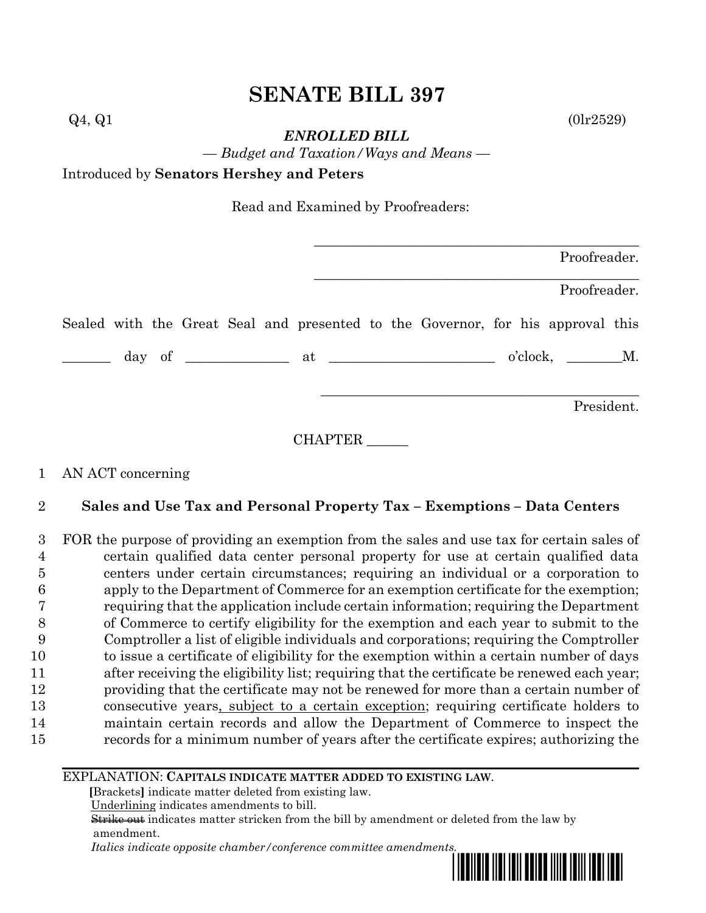# SENATE BILL 397

Q4, Q1 (0lr2529)

***ENROLLED BILL***

*— Budget and Taxation/Ways and Means —*

Introduced by **Senators Hershey and Peters**

Read and Examined by Proofreaders:

_______________________________________________ Proofreader.

_______________________________________________ Proofreader.

Sealed with the Great Seal and presented to the Governor, for his approval this

_______ day of ______________ at _______________________ o'clock, ________M.

_______________________________________________ President.

CHAPTER ______

1 AN ACT concerning

2 **Sales and Use Tax and Personal Property Tax – Exemptions – Data Centers**

3 FOR the purpose of providing an exemption from the sales and use tax for certain sales of
4 certain qualified data center personal property for use at certain qualified data
5 centers under certain circumstances; requiring an individual or a corporation to
6 apply to the Department of Commerce for an exemption certificate for the exemption;
7 requiring that the application include certain information; requiring the Department
8 of Commerce to certify eligibility for the exemption and each year to submit to the
9 Comptroller a list of eligible individuals and corporations; requiring the Comptroller
10 to issue a certificate of eligibility for the exemption within a certain number of days
11 after receiving the eligibility list; requiring that the certificate be renewed each year;
12 providing that the certificate may not be renewed for more than a certain number of
13 consecutive years, subject to a certain exception; requiring certificate holders to
14 maintain certain records and allow the Department of Commerce to inspect the
15 records for a minimum number of years after the certificate expires; authorizing the

EXPLANATION: **CAPITALS INDICATE MATTER ADDED TO EXISTING LAW.**
**[**Brackets**]** indicate matter deleted from existing law.
Underlining indicates amendments to bill.
~~Strike out~~ indicates matter stricken from the bill by amendment or deleted from the law by amendment.
*Italics indicate opposite chamber/conference committee amendments.*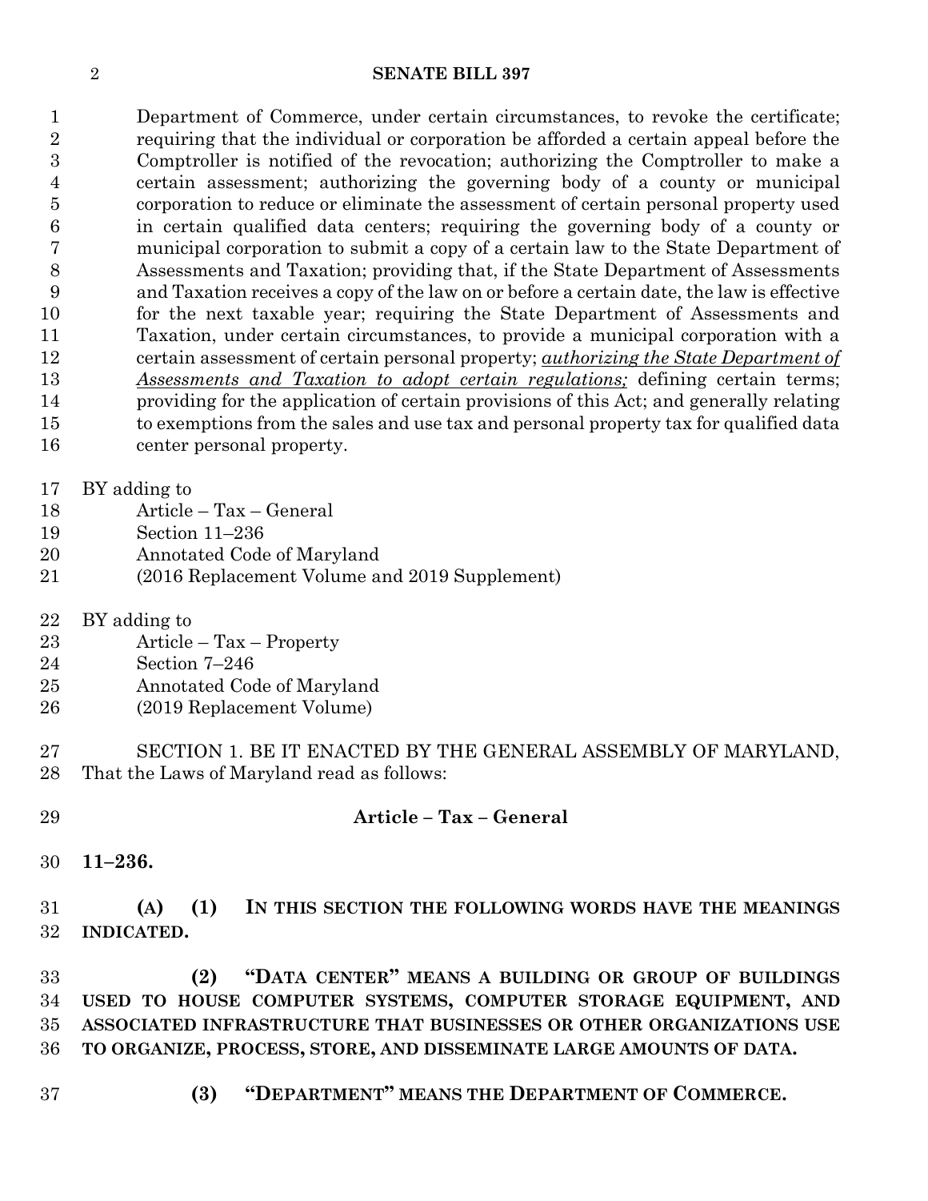Department of Commerce, under certain circumstances, to revoke the certificate; requiring that the individual or corporation be afforded a certain appeal before the Comptroller is notified of the revocation; authorizing the Comptroller to make a certain assessment; authorizing the governing body of a county or municipal corporation to reduce or eliminate the assessment of certain personal property used in certain qualified data centers; requiring the governing body of a county or municipal corporation to submit a copy of a certain law to the State Department of Assessments and Taxation; providing that, if the State Department of Assessments and Taxation receives a copy of the law on or before a certain date, the law is effective for the next taxable year; requiring the State Department of Assessments and Taxation, under certain circumstances, to provide a municipal corporation with a certain assessment of certain personal property; *authorizing the State Department of Assessments and Taxation to adopt certain regulations;* defining certain terms; providing for the application of certain provisions of this Act; and generally relating to exemptions from the sales and use tax and personal property tax for qualified data center personal property.

BY adding to
Article – Tax – General
Section 11–236
Annotated Code of Maryland
(2016 Replacement Volume and 2019 Supplement)

BY adding to
Article – Tax – Property
Section 7–246
Annotated Code of Maryland
(2019 Replacement Volume)

SECTION 1. BE IT ENACTED BY THE GENERAL ASSEMBLY OF MARYLAND, That the Laws of Maryland read as follows:

**Article – Tax – General**

**11–236.**

**(A) (1) IN THIS SECTION THE FOLLOWING WORDS HAVE THE MEANINGS INDICATED.**

**(2) "DATA CENTER" MEANS A BUILDING OR GROUP OF BUILDINGS USED TO HOUSE COMPUTER SYSTEMS, COMPUTER STORAGE EQUIPMENT, AND ASSOCIATED INFRASTRUCTURE THAT BUSINESSES OR OTHER ORGANIZATIONS USE TO ORGANIZE, PROCESS, STORE, AND DISSEMINATE LARGE AMOUNTS OF DATA.**

**(3) "DEPARTMENT" MEANS THE DEPARTMENT OF COMMERCE.**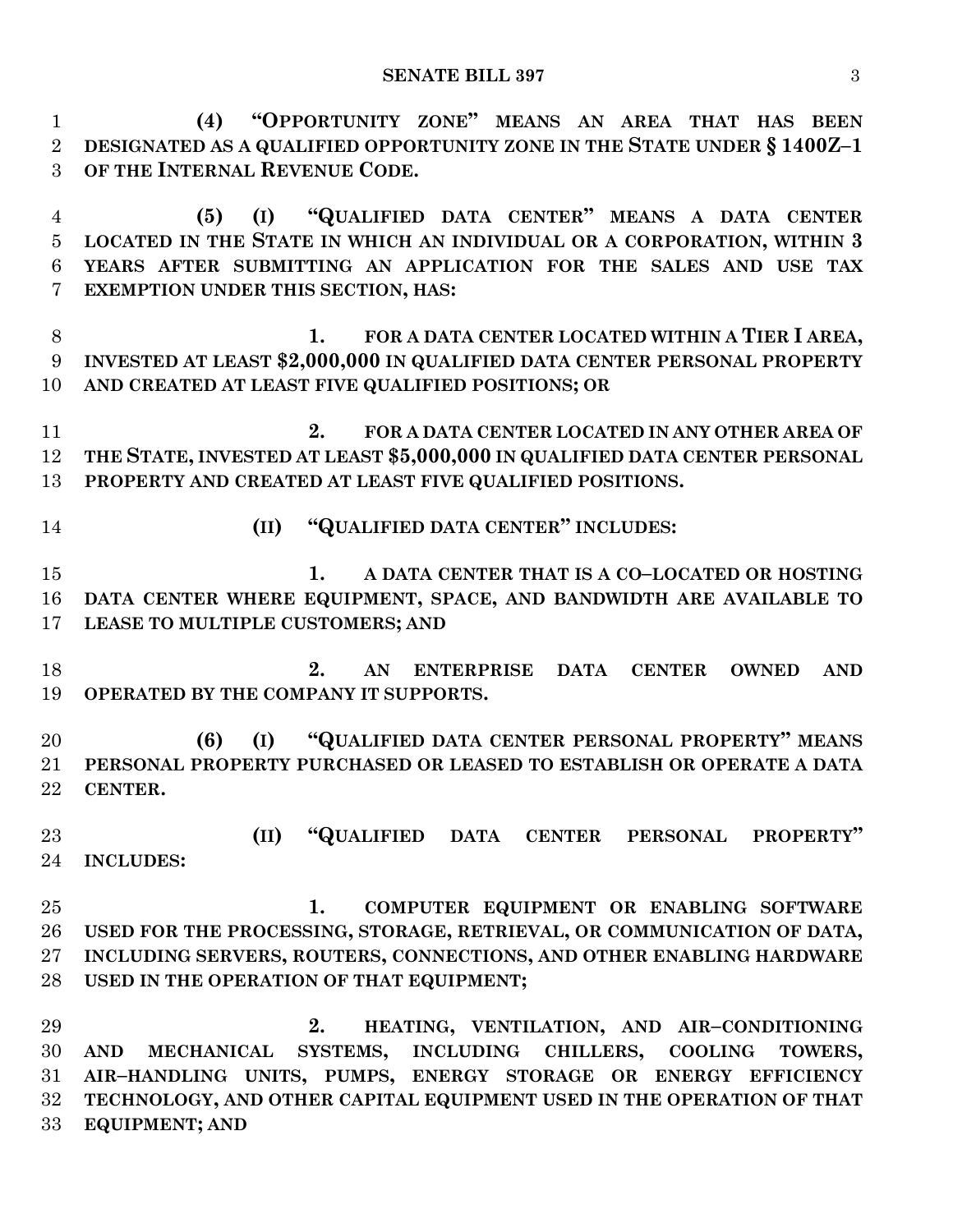**(4) "OPPORTUNITY ZONE" MEANS AN AREA THAT HAS BEEN DESIGNATED AS A QUALIFIED OPPORTUNITY ZONE IN THE STATE UNDER § 1400Z–1 OF THE INTERNAL REVENUE CODE.**

**(5) (I) "QUALIFIED DATA CENTER" MEANS A DATA CENTER LOCATED IN THE STATE IN WHICH AN INDIVIDUAL OR A CORPORATION, WITHIN 3 YEARS AFTER SUBMITTING AN APPLICATION FOR THE SALES AND USE TAX EXEMPTION UNDER THIS SECTION, HAS:**

**1. FOR A DATA CENTER LOCATED WITHIN A TIER I AREA, INVESTED AT LEAST $2,000,000 IN QUALIFIED DATA CENTER PERSONAL PROPERTY AND CREATED AT LEAST FIVE QUALIFIED POSITIONS; OR**

**2. FOR A DATA CENTER LOCATED IN ANY OTHER AREA OF THE STATE, INVESTED AT LEAST $5,000,000 IN QUALIFIED DATA CENTER PERSONAL PROPERTY AND CREATED AT LEAST FIVE QUALIFIED POSITIONS.**

**(II) "QUALIFIED DATA CENTER" INCLUDES:**

**1. A DATA CENTER THAT IS A CO–LOCATED OR HOSTING DATA CENTER WHERE EQUIPMENT, SPACE, AND BANDWIDTH ARE AVAILABLE TO LEASE TO MULTIPLE CUSTOMERS; AND**

**2. AN ENTERPRISE DATA CENTER OWNED AND OPERATED BY THE COMPANY IT SUPPORTS.**

**(6) (I) "QUALIFIED DATA CENTER PERSONAL PROPERTY" MEANS PERSONAL PROPERTY PURCHASED OR LEASED TO ESTABLISH OR OPERATE A DATA CENTER.**

**(II) "QUALIFIED DATA CENTER PERSONAL PROPERTY" INCLUDES:**

**1. COMPUTER EQUIPMENT OR ENABLING SOFTWARE USED FOR THE PROCESSING, STORAGE, RETRIEVAL, OR COMMUNICATION OF DATA, INCLUDING SERVERS, ROUTERS, CONNECTIONS, AND OTHER ENABLING HARDWARE USED IN THE OPERATION OF THAT EQUIPMENT;**

**2. HEATING, VENTILATION, AND AIR–CONDITIONING AND MECHANICAL SYSTEMS, INCLUDING CHILLERS, COOLING TOWERS, AIR–HANDLING UNITS, PUMPS, ENERGY STORAGE OR ENERGY EFFICIENCY TECHNOLOGY, AND OTHER CAPITAL EQUIPMENT USED IN THE OPERATION OF THAT EQUIPMENT; AND**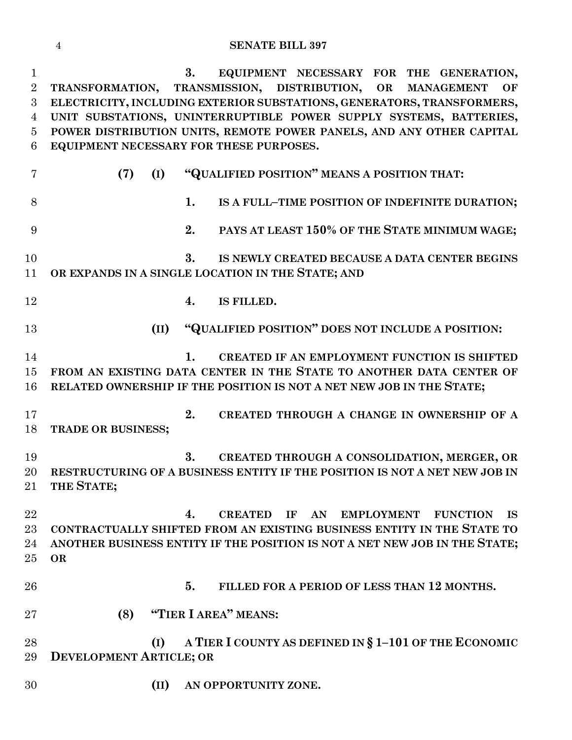**3. EQUIPMENT NECESSARY FOR THE GENERATION, TRANSFORMATION, TRANSMISSION, DISTRIBUTION, OR MANAGEMENT OF ELECTRICITY, INCLUDING EXTERIOR SUBSTATIONS, GENERATORS, TRANSFORMERS, UNIT SUBSTATIONS, UNINTERRUPTIBLE POWER SUPPLY SYSTEMS, BATTERIES, POWER DISTRIBUTION UNITS, REMOTE POWER PANELS, AND ANY OTHER CAPITAL EQUIPMENT NECESSARY FOR THESE PURPOSES.**

**(7) (I) "QUALIFIED POSITION" MEANS A POSITION THAT:**

**1. IS A FULL–TIME POSITION OF INDEFINITE DURATION;**

**2. PAYS AT LEAST 150% OF THE STATE MINIMUM WAGE;**

**3. IS NEWLY CREATED BECAUSE A DATA CENTER BEGINS OR EXPANDS IN A SINGLE LOCATION IN THE STATE; AND**

**4. IS FILLED.**

**(II) "QUALIFIED POSITION" DOES NOT INCLUDE A POSITION:**

**1. CREATED IF AN EMPLOYMENT FUNCTION IS SHIFTED FROM AN EXISTING DATA CENTER IN THE STATE TO ANOTHER DATA CENTER OF RELATED OWNERSHIP IF THE POSITION IS NOT A NET NEW JOB IN THE STATE;**

**2. CREATED THROUGH A CHANGE IN OWNERSHIP OF A TRADE OR BUSINESS;**

**3. CREATED THROUGH A CONSOLIDATION, MERGER, OR RESTRUCTURING OF A BUSINESS ENTITY IF THE POSITION IS NOT A NET NEW JOB IN THE STATE;**

**4. CREATED IF AN EMPLOYMENT FUNCTION IS CONTRACTUALLY SHIFTED FROM AN EXISTING BUSINESS ENTITY IN THE STATE TO ANOTHER BUSINESS ENTITY IF THE POSITION IS NOT A NET NEW JOB IN THE STATE; OR**

**5. FILLED FOR A PERIOD OF LESS THAN 12 MONTHS.**

**(8) "TIER I AREA" MEANS:**

**(I) A TIER I COUNTY AS DEFINED IN § 1–101 OF THE ECONOMIC DEVELOPMENT ARTICLE; OR**

**(II) AN OPPORTUNITY ZONE.**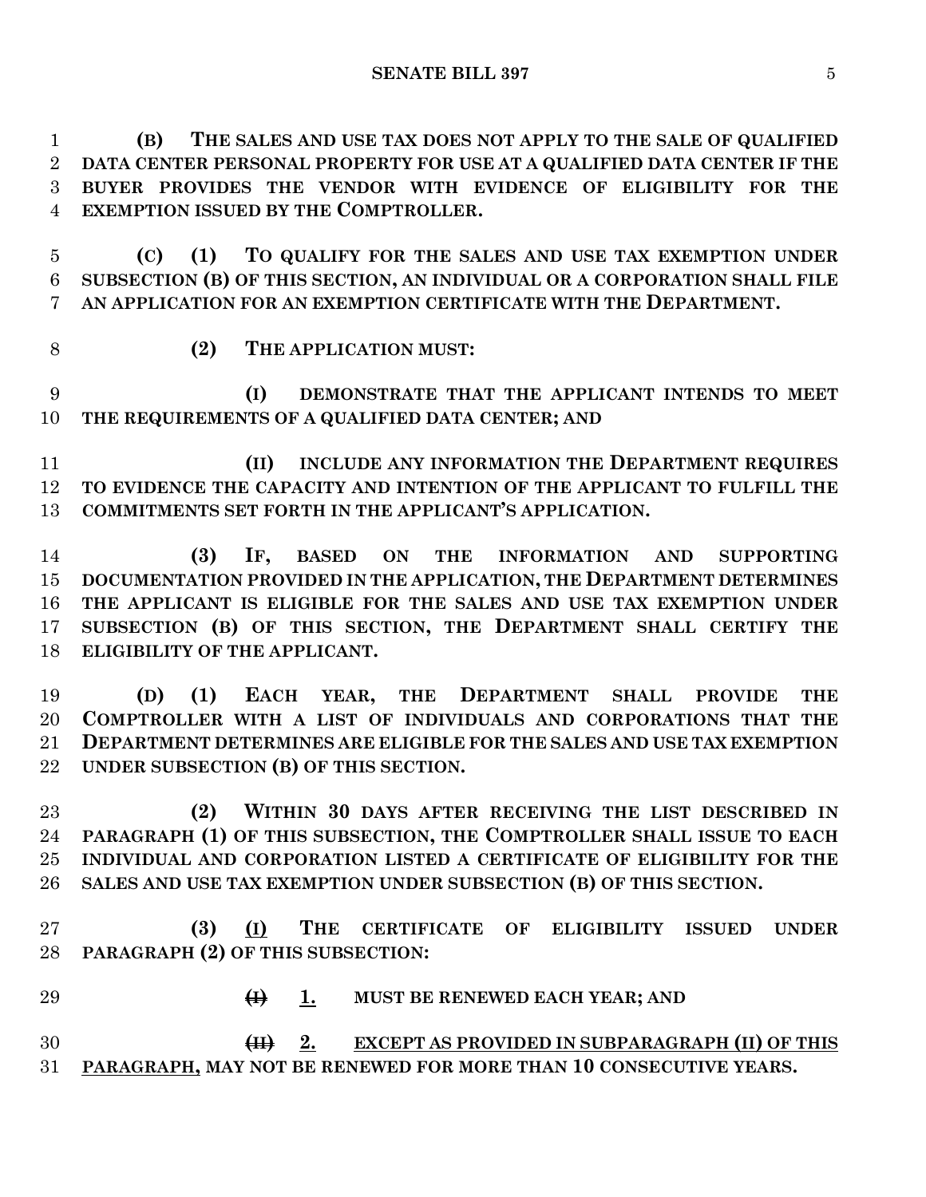**(B) THE SALES AND USE TAX DOES NOT APPLY TO THE SALE OF QUALIFIED DATA CENTER PERSONAL PROPERTY FOR USE AT A QUALIFIED DATA CENTER IF THE BUYER PROVIDES THE VENDOR WITH EVIDENCE OF ELIGIBILITY FOR THE EXEMPTION ISSUED BY THE COMPTROLLER.**

**(C) (1) TO QUALIFY FOR THE SALES AND USE TAX EXEMPTION UNDER SUBSECTION (B) OF THIS SECTION, AN INDIVIDUAL OR A CORPORATION SHALL FILE AN APPLICATION FOR AN EXEMPTION CERTIFICATE WITH THE DEPARTMENT.**

**(2) THE APPLICATION MUST:**

**(I) DEMONSTRATE THAT THE APPLICANT INTENDS TO MEET THE REQUIREMENTS OF A QUALIFIED DATA CENTER; AND**

**(II) INCLUDE ANY INFORMATION THE DEPARTMENT REQUIRES TO EVIDENCE THE CAPACITY AND INTENTION OF THE APPLICANT TO FULFILL THE COMMITMENTS SET FORTH IN THE APPLICANT'S APPLICATION.**

**(3) IF, BASED ON THE INFORMATION AND SUPPORTING DOCUMENTATION PROVIDED IN THE APPLICATION, THE DEPARTMENT DETERMINES THE APPLICANT IS ELIGIBLE FOR THE SALES AND USE TAX EXEMPTION UNDER SUBSECTION (B) OF THIS SECTION, THE DEPARTMENT SHALL CERTIFY THE ELIGIBILITY OF THE APPLICANT.**

**(D) (1) EACH YEAR, THE DEPARTMENT SHALL PROVIDE THE COMPTROLLER WITH A LIST OF INDIVIDUALS AND CORPORATIONS THAT THE DEPARTMENT DETERMINES ARE ELIGIBLE FOR THE SALES AND USE TAX EXEMPTION UNDER SUBSECTION (B) OF THIS SECTION.**

**(2) WITHIN 30 DAYS AFTER RECEIVING THE LIST DESCRIBED IN PARAGRAPH (1) OF THIS SUBSECTION, THE COMPTROLLER SHALL ISSUE TO EACH INDIVIDUAL AND CORPORATION LISTED A CERTIFICATE OF ELIGIBILITY FOR THE SALES AND USE TAX EXEMPTION UNDER SUBSECTION (B) OF THIS SECTION.**

**(3) <u>(I)</u> THE CERTIFICATE OF ELIGIBILITY ISSUED UNDER PARAGRAPH (2) OF THIS SUBSECTION:**

**~~(I)~~ <u>1.</u> MUST BE RENEWED EACH YEAR; AND**

**~~(II)~~ <u>2.</u> <u>EXCEPT AS PROVIDED IN SUBPARAGRAPH (II) OF THIS PARAGRAPH,</u> MAY NOT BE RENEWED FOR MORE THAN 10 CONSECUTIVE YEARS.**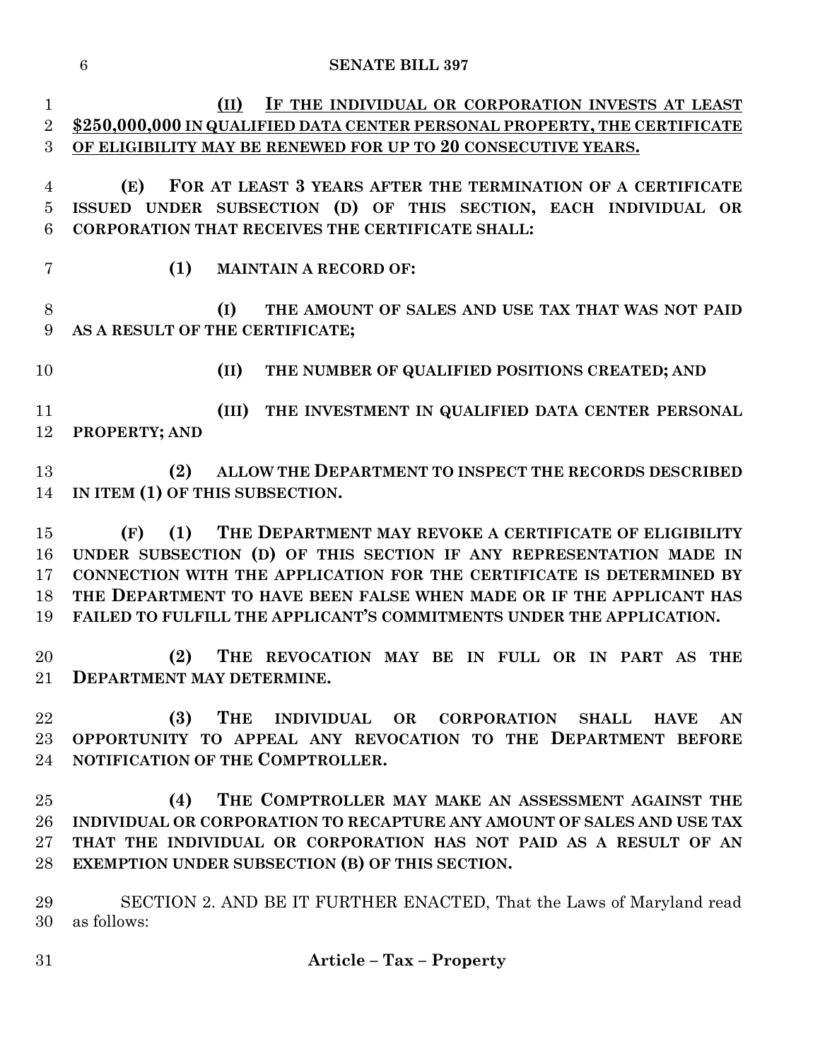**(II) IF THE INDIVIDUAL OR CORPORATION INVESTS AT LEAST $250,000,000 IN QUALIFIED DATA CENTER PERSONAL PROPERTY, THE CERTIFICATE OF ELIGIBILITY MAY BE RENEWED FOR UP TO 20 CONSECUTIVE YEARS.**

**(E) FOR AT LEAST 3 YEARS AFTER THE TERMINATION OF A CERTIFICATE ISSUED UNDER SUBSECTION (D) OF THIS SECTION, EACH INDIVIDUAL OR CORPORATION THAT RECEIVES THE CERTIFICATE SHALL:**

**(1) MAINTAIN A RECORD OF:**

**(I) THE AMOUNT OF SALES AND USE TAX THAT WAS NOT PAID AS A RESULT OF THE CERTIFICATE;**

**(II) THE NUMBER OF QUALIFIED POSITIONS CREATED; AND**

**(III) THE INVESTMENT IN QUALIFIED DATA CENTER PERSONAL PROPERTY; AND**

**(2) ALLOW THE DEPARTMENT TO INSPECT THE RECORDS DESCRIBED IN ITEM (1) OF THIS SUBSECTION.**

**(F) (1) THE DEPARTMENT MAY REVOKE A CERTIFICATE OF ELIGIBILITY UNDER SUBSECTION (D) OF THIS SECTION IF ANY REPRESENTATION MADE IN CONNECTION WITH THE APPLICATION FOR THE CERTIFICATE IS DETERMINED BY THE DEPARTMENT TO HAVE BEEN FALSE WHEN MADE OR IF THE APPLICANT HAS FAILED TO FULFILL THE APPLICANT'S COMMITMENTS UNDER THE APPLICATION.**

**(2) THE REVOCATION MAY BE IN FULL OR IN PART AS THE DEPARTMENT MAY DETERMINE.**

**(3) THE INDIVIDUAL OR CORPORATION SHALL HAVE AN OPPORTUNITY TO APPEAL ANY REVOCATION TO THE DEPARTMENT BEFORE NOTIFICATION OF THE COMPTROLLER.**

**(4) THE COMPTROLLER MAY MAKE AN ASSESSMENT AGAINST THE INDIVIDUAL OR CORPORATION TO RECAPTURE ANY AMOUNT OF SALES AND USE TAX THAT THE INDIVIDUAL OR CORPORATION HAS NOT PAID AS A RESULT OF AN EXEMPTION UNDER SUBSECTION (B) OF THIS SECTION.**

SECTION 2. AND BE IT FURTHER ENACTED, That the Laws of Maryland read as follows:

**Article – Tax – Property**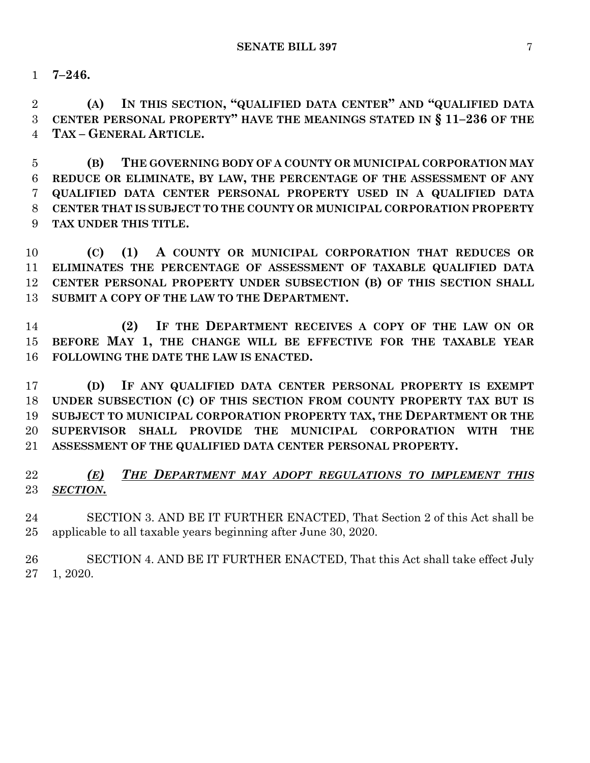**7–246.**

**(A) IN THIS SECTION, "QUALIFIED DATA CENTER" AND "QUALIFIED DATA CENTER PERSONAL PROPERTY" HAVE THE MEANINGS STATED IN § 11–236 OF THE TAX – GENERAL ARTICLE.**

**(B) THE GOVERNING BODY OF A COUNTY OR MUNICIPAL CORPORATION MAY REDUCE OR ELIMINATE, BY LAW, THE PERCENTAGE OF THE ASSESSMENT OF ANY QUALIFIED DATA CENTER PERSONAL PROPERTY USED IN A QUALIFIED DATA CENTER THAT IS SUBJECT TO THE COUNTY OR MUNICIPAL CORPORATION PROPERTY TAX UNDER THIS TITLE.**

**(C) (1) A COUNTY OR MUNICIPAL CORPORATION THAT REDUCES OR ELIMINATES THE PERCENTAGE OF ASSESSMENT OF TAXABLE QUALIFIED DATA CENTER PERSONAL PROPERTY UNDER SUBSECTION (B) OF THIS SECTION SHALL SUBMIT A COPY OF THE LAW TO THE DEPARTMENT.**

**(2) IF THE DEPARTMENT RECEIVES A COPY OF THE LAW ON OR BEFORE MAY 1, THE CHANGE WILL BE EFFECTIVE FOR THE TAXABLE YEAR FOLLOWING THE DATE THE LAW IS ENACTED.**

**(D) IF ANY QUALIFIED DATA CENTER PERSONAL PROPERTY IS EXEMPT UNDER SUBSECTION (C) OF THIS SECTION FROM COUNTY PROPERTY TAX BUT IS SUBJECT TO MUNICIPAL CORPORATION PROPERTY TAX, THE DEPARTMENT OR THE SUPERVISOR SHALL PROVIDE THE MUNICIPAL CORPORATION WITH THE ASSESSMENT OF THE QUALIFIED DATA CENTER PERSONAL PROPERTY.**

***(E) THE DEPARTMENT MAY ADOPT REGULATIONS TO IMPLEMENT THIS SECTION.***

SECTION 3. AND BE IT FURTHER ENACTED, That Section 2 of this Act shall be applicable to all taxable years beginning after June 30, 2020.

SECTION 4. AND BE IT FURTHER ENACTED, That this Act shall take effect July 1, 2020.